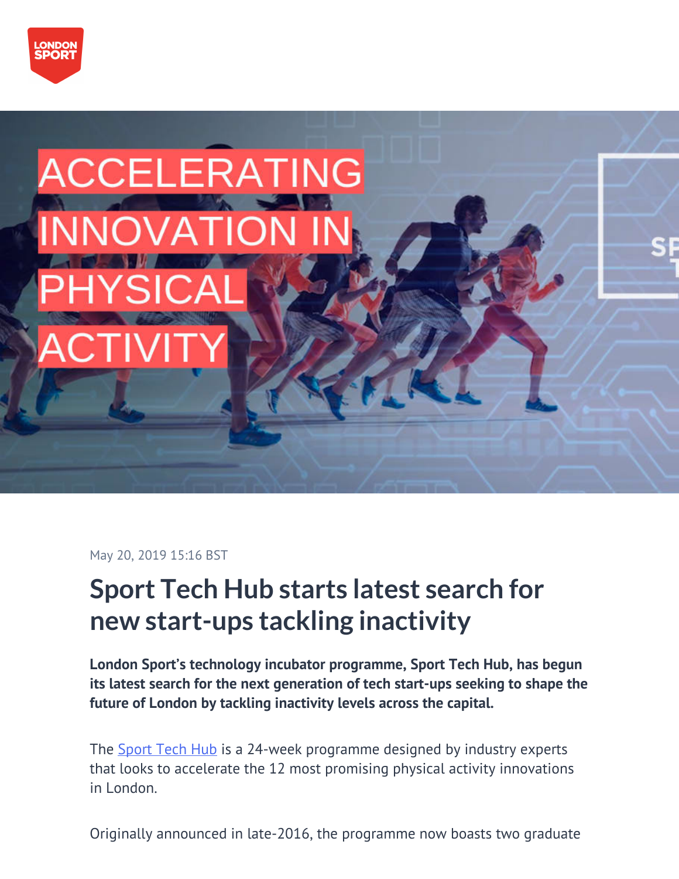May 20, 2019 15:16 BST

# Sport Tech Hub starts latest search for new start-ups tackling inactivity

**London Sport's technology incubator programme, Sport Tech Hub, has begun its latest search for the next generation of tech start-ups seeking to shape the future of London by tackling inactivity levels across the capital.**

The Sport Tech Hub is a 24-week programme designed by industry experts that looks to accelerate the 12 most promising physical activity innovations in London.

Originally announced in late-2016, the programme now boasts two graduate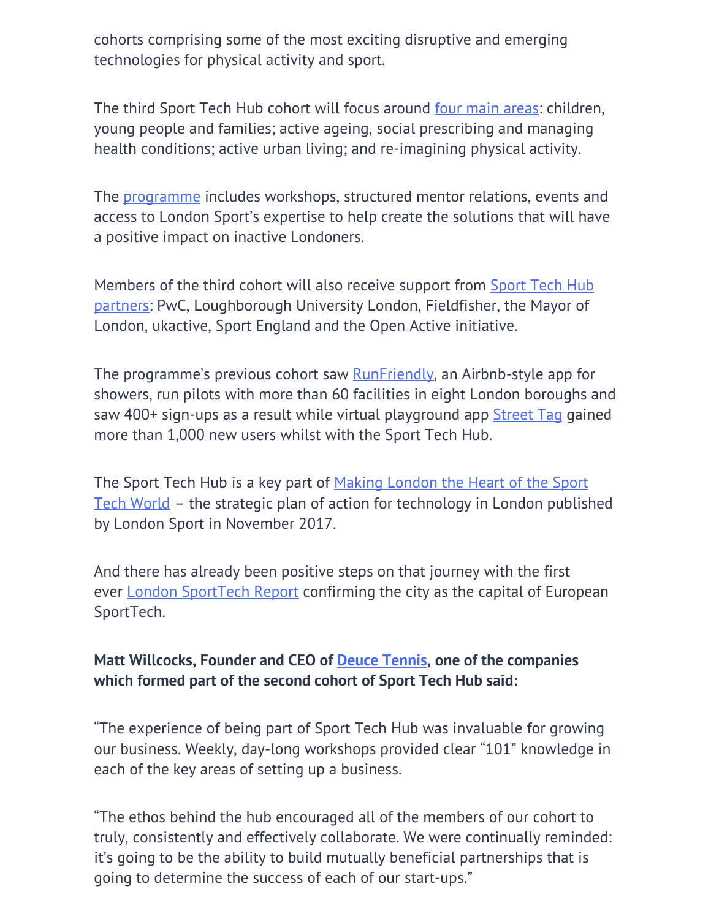cohorts comprising some of the most exciting disruptive and emerging technologies for physical activity and sport.

The third Sport Tech Hub cohort will focus around four main areas: children, young people and families; active ageing, social prescribing and managing health conditions; active urban living; and re-imagining physical activity.

The programme includes workshops, structured mentor relations, events and access to London Sport's expertise to help create the solutions that will have a positive impact on inactive Londoners.

Members of the third cohort will also receive support from Sport Tech Hub partners: PwC, Loughborough University London, Fieldfisher, the Mayor of London, ukactive, Sport England and the Open Active initiative.

The programme's previous cohort saw RunFriendly, an Airbnb-style app for showers, run pilots with more than 60 facilities in eight London boroughs and saw 400+ sign-ups as a result while virtual playground app Street Tag gained more than 1,000 new users whilst with the Sport Tech Hub.

The Sport Tech Hub is a key part of Making London the Heart of the Sport Tech World – the strategic plan of action for technology in London published by London Sport in November 2017.

And there has already been positive steps on that journey with the first ever London SportTech Report confirming the city as the capital of European SportTech.

**Matt Willcocks, Founder and CEO of Deuce Tennis, one of the companies which formed part of the second cohort of Sport Tech Hub said:**

"The experience of being part of Sport Tech Hub was invaluable for growing our business. Weekly, day-long workshops provided clear "101" knowledge in each of the key areas of setting up a business.

"The ethos behind the hub encouraged all of the members of our cohort to truly, consistently and effectively collaborate. We were continually reminded: it's going to be the ability to build mutually beneficial partnerships that is going to determine the success of each of our start-ups."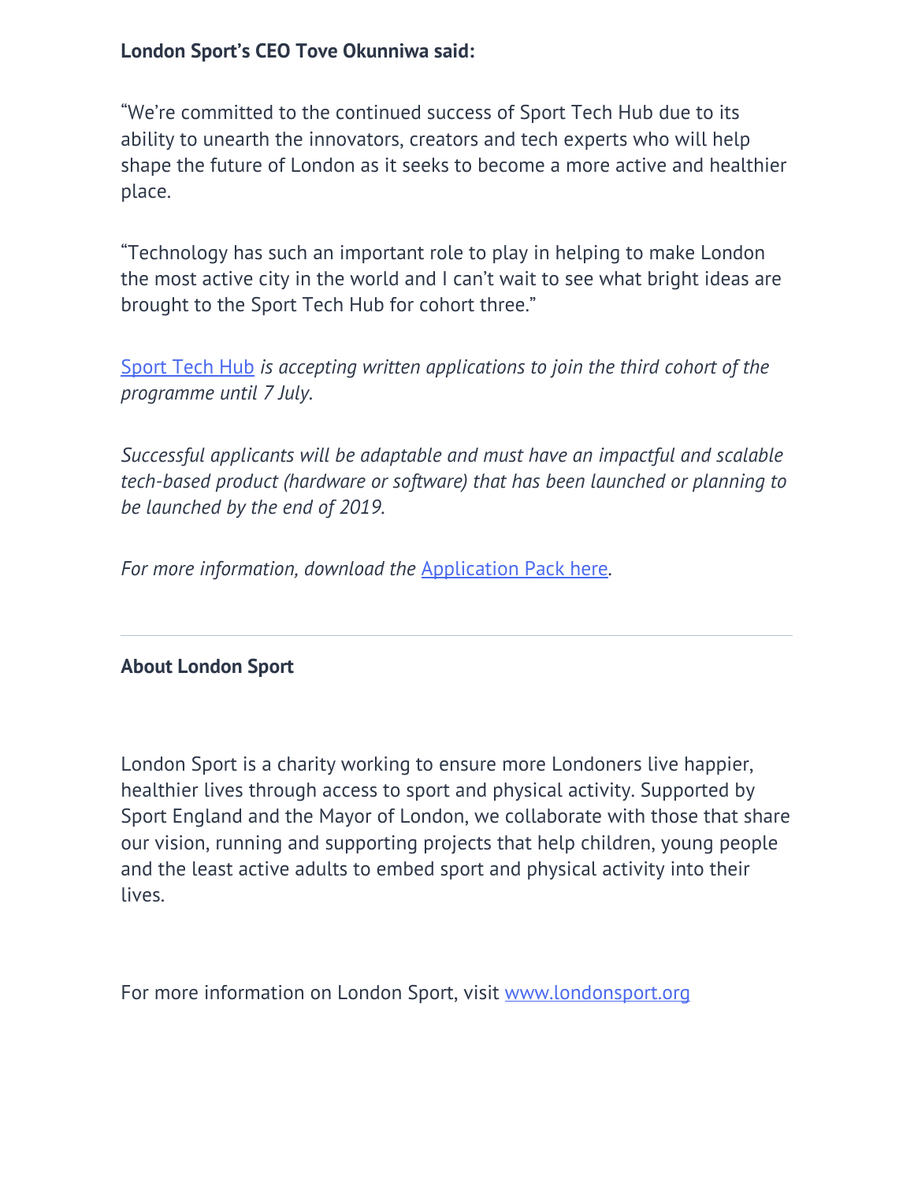**London Sport's CEO Tove Okunniwa said:**

"We're committed to the continued success of Sport Tech Hub due to its ability to unearth the innovators, creators and tech experts who will help shape the future of London as it seeks to become a more active and healthier place.

"Technology has such an important role to play in helping to make London the most active city in the world and I can't wait to see what bright ideas are brought to the Sport Tech Hub for cohort three."

Sport Tech Hub *is accepting written applications to join the third cohort of the programme until 7 July.*

*Successful applicants will be adaptable and must have an impactful and scalable tech-based product (hardware or software) that has been launched or planning to be launched by the end of 2019.*

*For more information, download the* Application Pack here.

---

**About London Sport**

London Sport is a charity working to ensure more Londoners live happier, healthier lives through access to sport and physical activity. Supported by Sport England and the Mayor of London, we collaborate with those that share our vision, running and supporting projects that help children, young people and the least active adults to embed sport and physical activity into their lives.

For more information on London Sport, visit www.londonsport.org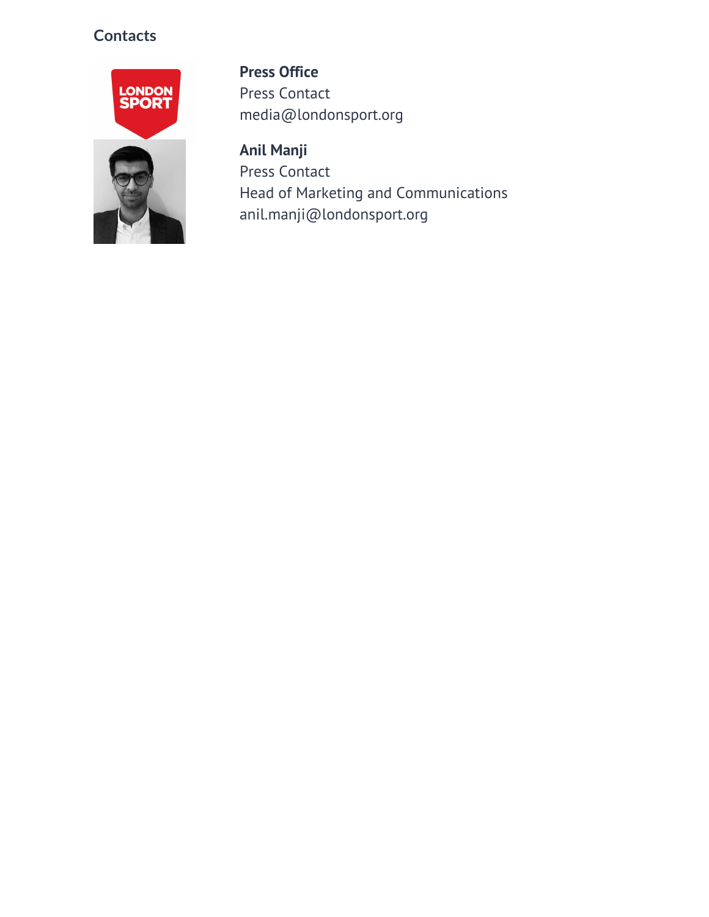## Contacts

**Press Office**
Press Contact
media@londonsport.org

**Anil Manji**
Press Contact
Head of Marketing and Communications
anil.manji@londonsport.org